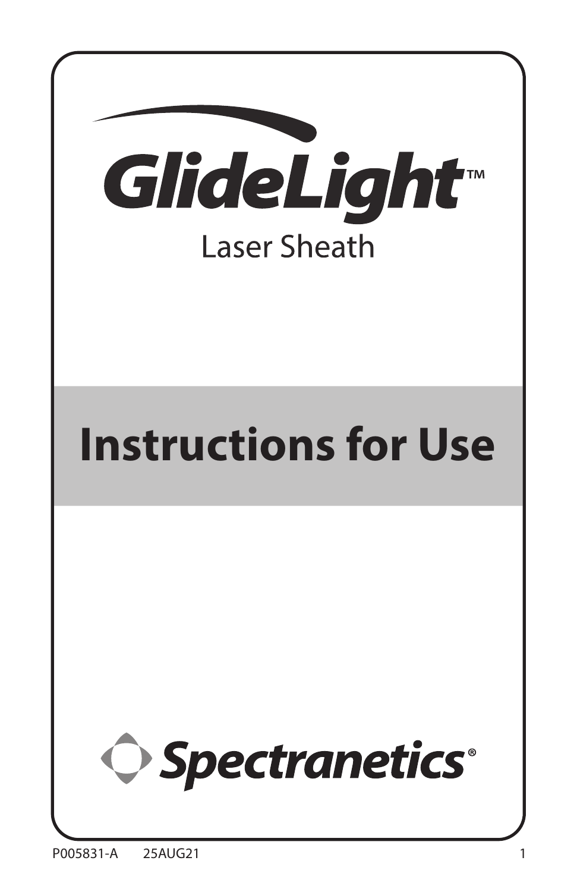# GlideLight™

Laser Sheath

# Instructions for Use

Spectranetics®

P005831-A 25AUG21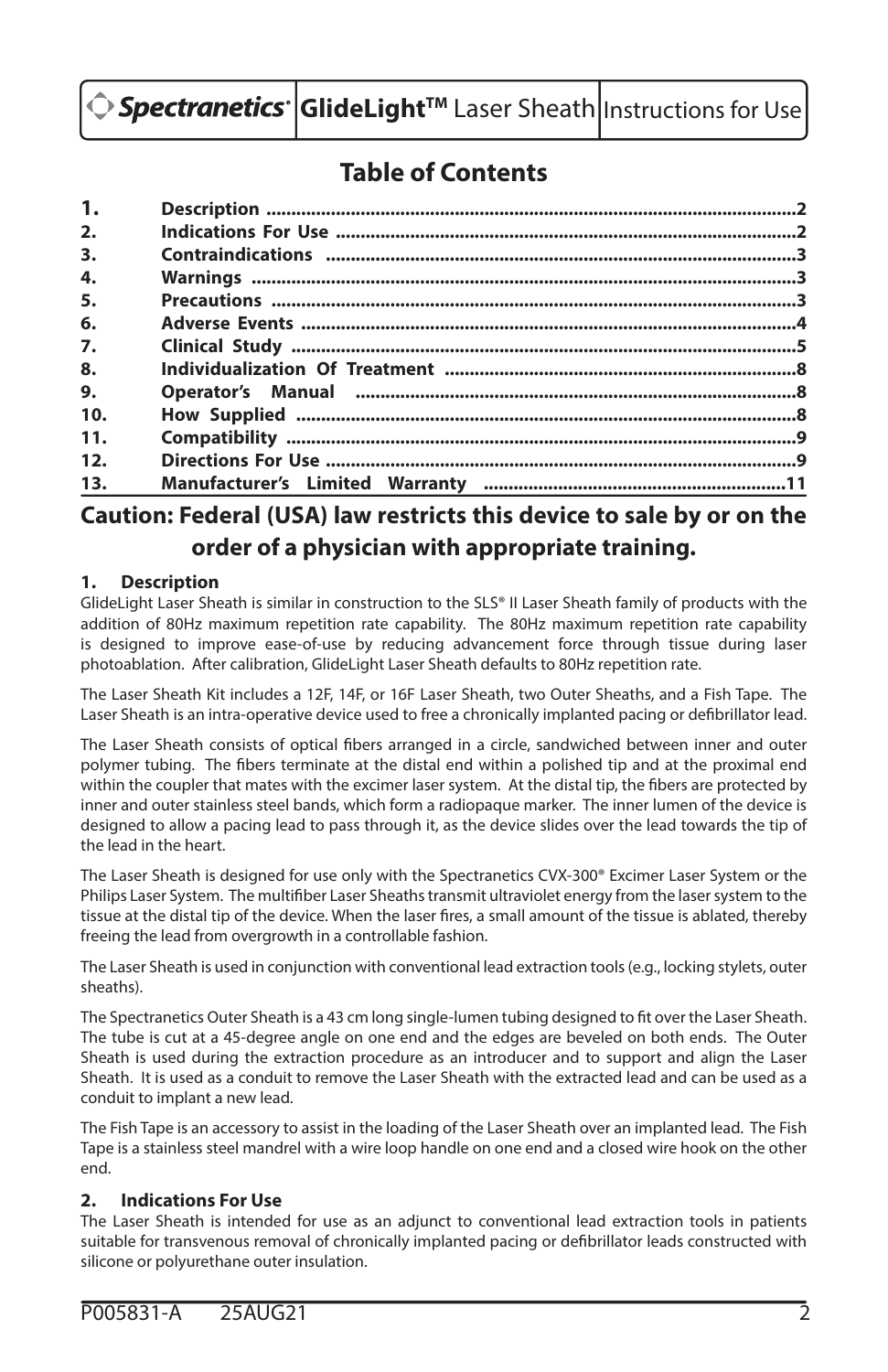Spectranetics® **GlideLight™ Laser Sheath** Instructions for Use

# Table of Contents

| | | |
|---|---|---|
| **1.** | **Description** | **2** |
| **2.** | **Indications For Use** | **2** |
| **3.** | **Contraindications** | **3** |
| **4.** | **Warnings** | **3** |
| **5.** | **Precautions** | **3** |
| **6.** | **Adverse Events** | **4** |
| **7.** | **Clinical Study** | **5** |
| **8.** | **Individualization Of Treatment** | **8** |
| **9.** | **Operator's Manual** | **8** |
| **10.** | **How Supplied** | **8** |
| **11.** | **Compatibility** | **9** |
| **12.** | **Directions For Use** | **9** |
| **13.** | **Manufacturer's Limited Warranty** | **11** |

**Caution: Federal (USA) law restricts this device to sale by or on the order of a physician with appropriate training.**

## 1. Description

GlideLight Laser Sheath is similar in construction to the SLS® II Laser Sheath family of products with the addition of 80Hz maximum repetition rate capability. The 80Hz maximum repetition rate capability is designed to improve ease-of-use by reducing advancement force through tissue during laser photoablation. After calibration, GlideLight Laser Sheath defaults to 80Hz repetition rate.

The Laser Sheath Kit includes a 12F, 14F, or 16F Laser Sheath, two Outer Sheaths, and a Fish Tape. The Laser Sheath is an intra-operative device used to free a chronically implanted pacing or defibrillator lead.

The Laser Sheath consists of optical fibers arranged in a circle, sandwiched between inner and outer polymer tubing. The fibers terminate at the distal end within a polished tip and at the proximal end within the coupler that mates with the excimer laser system. At the distal tip, the fibers are protected by inner and outer stainless steel bands, which form a radiopaque marker. The inner lumen of the device is designed to allow a pacing lead to pass through it, as the device slides over the lead towards the tip of the lead in the heart.

The Laser Sheath is designed for use only with the Spectranetics CVX-300® Excimer Laser System or the Philips Laser System. The multifiber Laser Sheaths transmit ultraviolet energy from the laser system to the tissue at the distal tip of the device. When the laser fires, a small amount of the tissue is ablated, thereby freeing the lead from overgrowth in a controllable fashion.

The Laser Sheath is used in conjunction with conventional lead extraction tools (e.g., locking stylets, outer sheaths).

The Spectranetics Outer Sheath is a 43 cm long single-lumen tubing designed to fit over the Laser Sheath. The tube is cut at a 45-degree angle on one end and the edges are beveled on both ends. The Outer Sheath is used during the extraction procedure as an introducer and to support and align the Laser Sheath. It is used as a conduit to remove the Laser Sheath with the extracted lead and can be used as a conduit to implant a new lead.

The Fish Tape is an accessory to assist in the loading of the Laser Sheath over an implanted lead. The Fish Tape is a stainless steel mandrel with a wire loop handle on one end and a closed wire hook on the other end.

## 2. Indications For Use

The Laser Sheath is intended for use as an adjunct to conventional lead extraction tools in patients suitable for transvenous removal of chronically implanted pacing or defibrillator leads constructed with silicone or polyurethane outer insulation.

P005831-A 25AUG21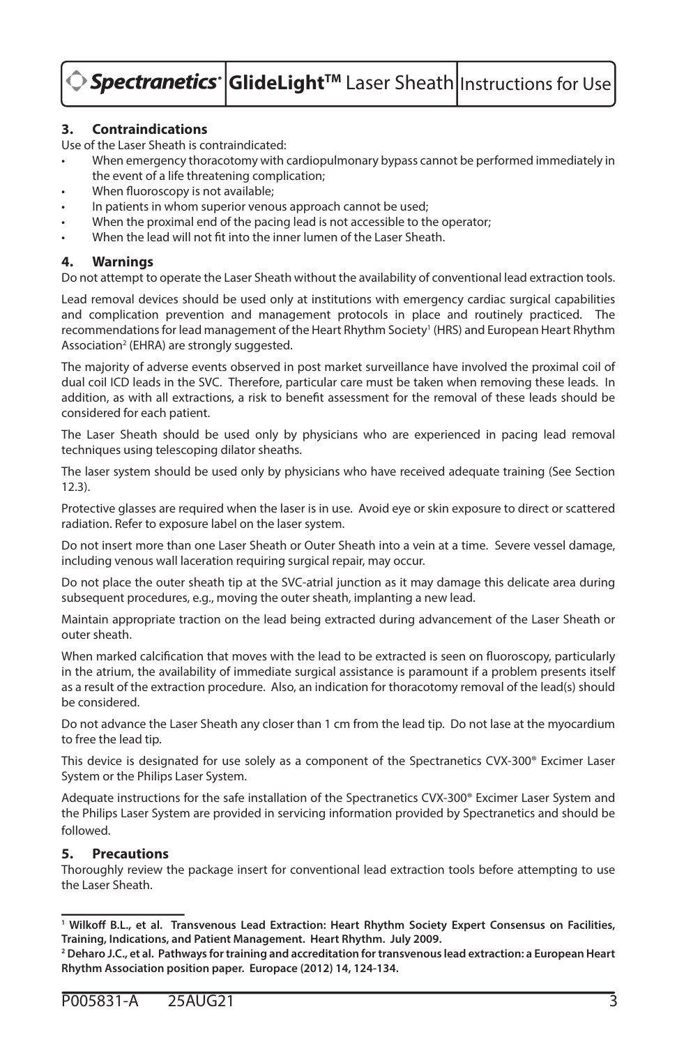## 3. Contraindications

Use of the Laser Sheath is contraindicated:

- When emergency thoracotomy with cardiopulmonary bypass cannot be performed immediately in the event of a life threatening complication;
- When fluoroscopy is not available;
- In patients in whom superior venous approach cannot be used;
- When the proximal end of the pacing lead is not accessible to the operator;
- When the lead will not fit into the inner lumen of the Laser Sheath.

## 4. Warnings

Do not attempt to operate the Laser Sheath without the availability of conventional lead extraction tools.

Lead removal devices should be used only at institutions with emergency cardiac surgical capabilities and complication prevention and management protocols in place and routinely practiced. The recommendations for lead management of the Heart Rhythm Society[1] (HRS) and European Heart Rhythm Association[2] (EHRA) are strongly suggested.

The majority of adverse events observed in post market surveillance have involved the proximal coil of dual coil ICD leads in the SVC. Therefore, particular care must be taken when removing these leads. In addition, as with all extractions, a risk to benefit assessment for the removal of these leads should be considered for each patient.

The Laser Sheath should be used only by physicians who are experienced in pacing lead removal techniques using telescoping dilator sheaths.

The laser system should be used only by physicians who have received adequate training (See Section 12.3).

Protective glasses are required when the laser is in use. Avoid eye or skin exposure to direct or scattered radiation. Refer to exposure label on the laser system.

Do not insert more than one Laser Sheath or Outer Sheath into a vein at a time. Severe vessel damage, including venous wall laceration requiring surgical repair, may occur.

Do not place the outer sheath tip at the SVC-atrial junction as it may damage this delicate area during subsequent procedures, e.g., moving the outer sheath, implanting a new lead.

Maintain appropriate traction on the lead being extracted during advancement of the Laser Sheath or outer sheath.

When marked calcification that moves with the lead to be extracted is seen on fluoroscopy, particularly in the atrium, the availability of immediate surgical assistance is paramount if a problem presents itself as a result of the extraction procedure. Also, an indication for thoracotomy removal of the lead(s) should be considered.

Do not advance the Laser Sheath any closer than 1 cm from the lead tip. Do not lase at the myocardium to free the lead tip.

This device is designated for use solely as a component of the Spectranetics CVX-300® Excimer Laser System or the Philips Laser System.

Adequate instructions for the safe installation of the Spectranetics CVX-300® Excimer Laser System and the Philips Laser System are provided in servicing information provided by Spectranetics and should be followed.

## 5. Precautions

Thoroughly review the package insert for conventional lead extraction tools before attempting to use the Laser Sheath.

---

**[1] Wilkoff B.L., et al. Transvenous Lead Extraction: Heart Rhythm Society Expert Consensus on Facilities, Training, Indications, and Patient Management. Heart Rhythm. July 2009.**

**[2] Deharo J.C., et al. Pathways for training and accreditation for transvenous lead extraction: a European Heart Rhythm Association position paper. Europace (2012) 14, 124-134.**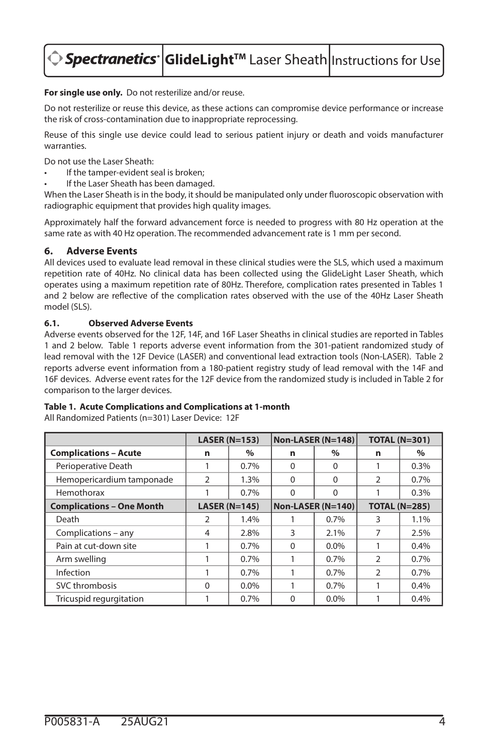**For single use only.** Do not resterilize and/or reuse.

Do not resterilize or reuse this device, as these actions can compromise device performance or increase the risk of cross-contamination due to inappropriate reprocessing.

Reuse of this single use device could lead to serious patient injury or death and voids manufacturer warranties.

Do not use the Laser Sheath:

- If the tamper-evident seal is broken;
- If the Laser Sheath has been damaged.

When the Laser Sheath is in the body, it should be manipulated only under fluoroscopic observation with radiographic equipment that provides high quality images.

Approximately half the forward advancement force is needed to progress with 80 Hz operation at the same rate as with 40 Hz operation. The recommended advancement rate is 1 mm per second.

## 6. Adverse Events

All devices used to evaluate lead removal in these clinical studies were the SLS, which used a maximum repetition rate of 40Hz. No clinical data has been collected using the GlideLight Laser Sheath, which operates using a maximum repetition rate of 80Hz. Therefore, complication rates presented in Tables 1 and 2 below are reflective of the complication rates observed with the use of the 40Hz Laser Sheath model (SLS).

### 6.1. Observed Adverse Events

Adverse events observed for the 12F, 14F, and 16F Laser Sheaths in clinical studies are reported in Tables 1 and 2 below. Table 1 reports adverse event information from the 301-patient randomized study of lead removal with the 12F Device (LASER) and conventional lead extraction tools (Non-LASER). Table 2 reports adverse event information from a 180-patient registry study of lead removal with the 14F and 16F devices. Adverse event rates for the 12F device from the randomized study is included in Table 2 for comparison to the larger devices.

**Table 1. Acute Complications and Complications at 1-month**

All Randomized Patients (n=301) Laser Device: 12F

| | LASER (N=153) | | Non-LASER (N=148) | | TOTAL (N=301) | |
|---|---|---|---|---|---|---|
| **Complications – Acute** | **n** | **%** | **n** | **%** | **n** | **%** |
| Perioperative Death | 1 | 0.7% | 0 | 0 | 1 | 0.3% |
| Hemopericardium tamponade | 2 | 1.3% | 0 | 0 | 2 | 0.7% |
| Hemothorax | 1 | 0.7% | 0 | 0 | 1 | 0.3% |
| **Complications – One Month** | **LASER (N=145)** | | **Non-LASER (N=140)** | | **TOTAL (N=285)** | |
| Death | 2 | 1.4% | 1 | 0.7% | 3 | 1.1% |
| Complications – any | 4 | 2.8% | 3 | 2.1% | 7 | 2.5% |
| Pain at cut-down site | 1 | 0.7% | 0 | 0.0% | 1 | 0.4% |
| Arm swelling | 1 | 0.7% | 1 | 0.7% | 2 | 0.7% |
| Infection | 1 | 0.7% | 1 | 0.7% | 2 | 0.7% |
| SVC thrombosis | 0 | 0.0% | 1 | 0.7% | 1 | 0.4% |
| Tricuspid regurgitation | 1 | 0.7% | 0 | 0.0% | 1 | 0.4% |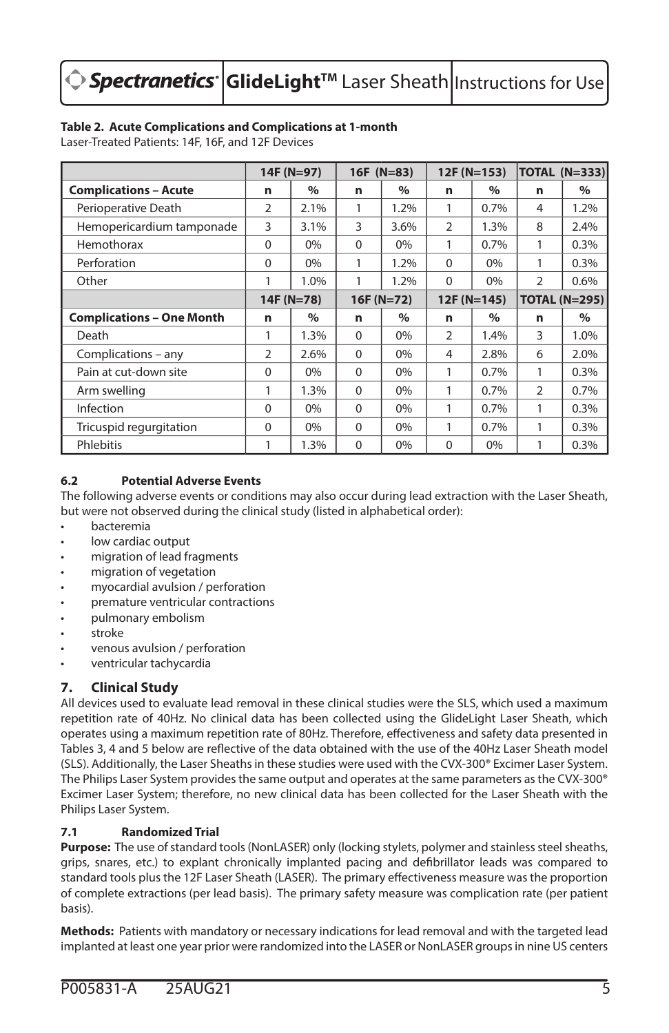**Table 2. Acute Complications and Complications at 1-month**
Laser-Treated Patients: 14F, 16F, and 12F Devices

| | 14F (N=97) | | 16F (N=83) | | 12F (N=153) | | TOTAL (N=333) | |
|---|---|---|---|---|---|---|---|---|
| **Complications – Acute** | **n** | **%** | **n** | **%** | **n** | **%** | **n** | **%** |
| Perioperative Death | 2 | 2.1% | 1 | 1.2% | 1 | 0.7% | 4 | 1.2% |
| Hemopericardium tamponade | 3 | 3.1% | 3 | 3.6% | 2 | 1.3% | 8 | 2.4% |
| Hemothorax | 0 | 0% | 0 | 0% | 1 | 0.7% | 1 | 0.3% |
| Perforation | 0 | 0% | 1 | 1.2% | 0 | 0% | 1 | 0.3% |
| Other | 1 | 1.0% | 1 | 1.2% | 0 | 0% | 2 | 0.6% |
| | **14F (N=78)** | | **16F (N=72)** | | **12F (N=145)** | | **TOTAL (N=295)** | |
| **Complications – One Month** | **n** | **%** | **n** | **%** | **n** | **%** | **n** | **%** |
| Death | 1 | 1.3% | 0 | 0% | 2 | 1.4% | 3 | 1.0% |
| Complications – any | 2 | 2.6% | 0 | 0% | 4 | 2.8% | 6 | 2.0% |
| Pain at cut-down site | 0 | 0% | 0 | 0% | 1 | 0.7% | 1 | 0.3% |
| Arm swelling | 1 | 1.3% | 0 | 0% | 1 | 0.7% | 2 | 0.7% |
| Infection | 0 | 0% | 0 | 0% | 1 | 0.7% | 1 | 0.3% |
| Tricuspid regurgitation | 0 | 0% | 0 | 0% | 1 | 0.7% | 1 | 0.3% |
| Phlebitis | 1 | 1.3% | 0 | 0% | 0 | 0% | 1 | 0.3% |

### 6.2 Potential Adverse Events

The following adverse events or conditions may also occur during lead extraction with the Laser Sheath, but were not observed during the clinical study (listed in alphabetical order):

- bacteremia
- low cardiac output
- migration of lead fragments
- migration of vegetation
- myocardial avulsion / perforation
- premature ventricular contractions
- pulmonary embolism
- stroke
- venous avulsion / perforation
- ventricular tachycardia

## 7. Clinical Study

All devices used to evaluate lead removal in these clinical studies were the SLS, which used a maximum repetition rate of 40Hz. No clinical data has been collected using the GlideLight Laser Sheath, which operates using a maximum repetition rate of 80Hz. Therefore, effectiveness and safety data presented in Tables 3, 4 and 5 below are reflective of the data obtained with the use of the 40Hz Laser Sheath model (SLS). Additionally, the Laser Sheaths in these studies were used with the CVX-300® Excimer Laser System. The Philips Laser System provides the same output and operates at the same parameters as the CVX-300® Excimer Laser System; therefore, no new clinical data has been collected for the Laser Sheath with the Philips Laser System.

### 7.1 Randomized Trial

**Purpose:** The use of standard tools (NonLASER) only (locking stylets, polymer and stainless steel sheaths, grips, snares, etc.) to explant chronically implanted pacing and defibrillator leads was compared to standard tools plus the 12F Laser Sheath (LASER). The primary effectiveness measure was the proportion of complete extractions (per lead basis). The primary safety measure was complication rate (per patient basis).

**Methods:** Patients with mandatory or necessary indications for lead removal and with the targeted lead implanted at least one year prior were randomized into the LASER or NonLASER groups in nine US centers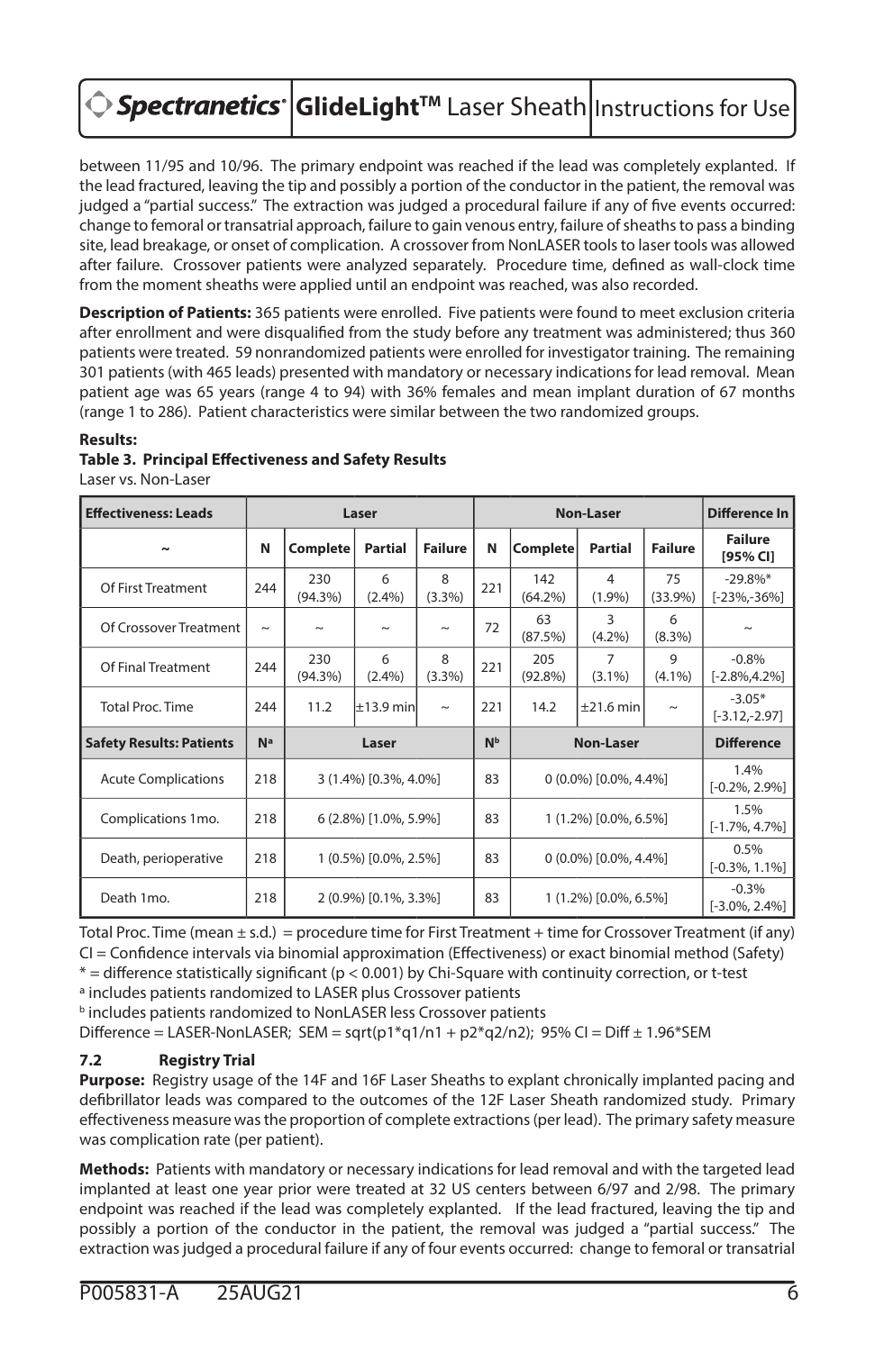between 11/95 and 10/96. The primary endpoint was reached if the lead was completely explanted. If the lead fractured, leaving the tip and possibly a portion of the conductor in the patient, the removal was judged a "partial success." The extraction was judged a procedural failure if any of five events occurred: change to femoral or transatrial approach, failure to gain venous entry, failure of sheaths to pass a binding site, lead breakage, or onset of complication. A crossover from NonLASER tools to laser tools was allowed after failure. Crossover patients were analyzed separately. Procedure time, defined as wall-clock time from the moment sheaths were applied until an endpoint was reached, was also recorded.

**Description of Patients:** 365 patients were enrolled. Five patients were found to meet exclusion criteria after enrollment and were disqualified from the study before any treatment was administered; thus 360 patients were treated. 59 nonrandomized patients were enrolled for investigator training. The remaining 301 patients (with 465 leads) presented with mandatory or necessary indications for lead removal. Mean patient age was 65 years (range 4 to 94) with 36% females and mean implant duration of 67 months (range 1 to 286). Patient characteristics were similar between the two randomized groups.

**Results:**

**Table 3. Principal Effectiveness and Safety Results**

Laser vs. Non-Laser

| **Effectiveness: Leads** | **Laser** | | | | **Non-Laser** | | | | **Difference In** |
|---|---|---|---|---|---|---|---|---|---|
| ~ | **N** | **Complete** | **Partial** | **Failure** | **N** | **Complete** | **Partial** | **Failure** | **Failure [95% CI]** |
| Of First Treatment | 244 | 230 (94.3%) | 6 (2.4%) | 8 (3.3%) | 221 | 142 (64.2%) | 4 (1.9%) | 75 (33.9%) | -29.8%* [-23%,-36%] |
| Of Crossover Treatment | ~ | ~ | ~ | ~ | 72 | 63 (87.5%) | 3 (4.2%) | 6 (8.3%) | ~ |
| Of Final Treatment | 244 | 230 (94.3%) | 6 (2.4%) | 8 (3.3%) | 221 | 205 (92.8%) | 7 (3.1%) | 9 (4.1%) | -0.8% [-2.8%,4.2%] |
| Total Proc. Time | 244 | 11.2 | ±13.9 min | ~ | 221 | 14.2 | ±21.6 min | ~ | -3.05* [-3.12,-2.97] |
| **Safety Results: Patients** | **N[a]** | **Laser** | | | **N[b]** | **Non-Laser** | | | **Difference** |
| Acute Complications | 218 | 3 (1.4%) [0.3%, 4.0%] | | | 83 | 0 (0.0%) [0.0%, 4.4%] | | | 1.4% [-0.2%, 2.9%] |
| Complications 1mo. | 218 | 6 (2.8%) [1.0%, 5.9%] | | | 83 | 1 (1.2%) [0.0%, 6.5%] | | | 1.5% [-1.7%, 4.7%] |
| Death, perioperative | 218 | 1 (0.5%) [0.0%, 2.5%] | | | 83 | 0 (0.0%) [0.0%, 4.4%] | | | 0.5% [-0.3%, 1.1%] |
| Death 1mo. | 218 | 2 (0.9%) [0.1%, 3.3%] | | | 83 | 1 (1.2%) [0.0%, 6.5%] | | | -0.3% [-3.0%, 2.4%] |

Total Proc. Time (mean ± s.d.) = procedure time for First Treatment + time for Crossover Treatment (if any)

CI = Confidence intervals via binomial approximation (Effectiveness) or exact binomial method (Safety)

* = difference statistically significant ($p < 0.001$) by Chi-Square with continuity correction, or t-test

[a] includes patients randomized to LASER plus Crossover patients

[b] includes patients randomized to NonLASER less Crossover patients

Difference = LASER-NonLASER; $SEM = \sqrt{p1*q1/n1 + p2*q2/n2}$; 95% CI = Diff ± 1.96*SEM

### 7.2 Registry Trial

**Purpose:** Registry usage of the 14F and 16F Laser Sheaths to explant chronically implanted pacing and defibrillator leads was compared to the outcomes of the 12F Laser Sheath randomized study. Primary effectiveness measure was the proportion of complete extractions (per lead). The primary safety measure was complication rate (per patient).

**Methods:** Patients with mandatory or necessary indications for lead removal and with the targeted lead implanted at least one year prior were treated at 32 US centers between 6/97 and 2/98. The primary endpoint was reached if the lead was completely explanted. If the lead fractured, leaving the tip and possibly a portion of the conductor in the patient, the removal was judged a "partial success." The extraction was judged a procedural failure if any of four events occurred: change to femoral or transatrial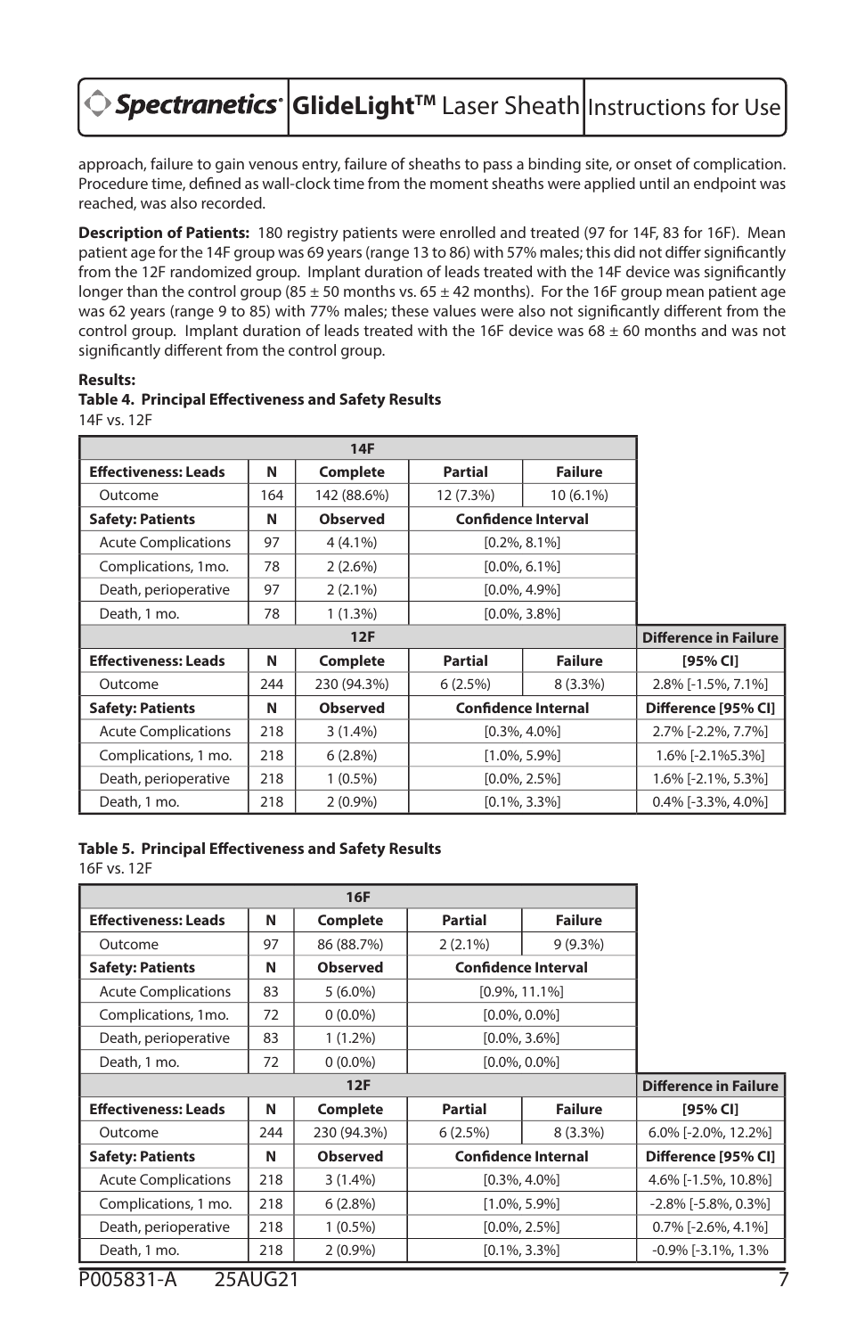approach, failure to gain venous entry, failure of sheaths to pass a binding site, or onset of complication. Procedure time, defined as wall-clock time from the moment sheaths were applied until an endpoint was reached, was also recorded.

**Description of Patients:** 180 registry patients were enrolled and treated (97 for 14F, 83 for 16F). Mean patient age for the 14F group was 69 years (range 13 to 86) with 57% males; this did not differ significantly from the 12F randomized group. Implant duration of leads treated with the 14F device was significantly longer than the control group (85 ± 50 months vs. 65 ± 42 months). For the 16F group mean patient age was 62 years (range 9 to 85) with 77% males; these values were also not significantly different from the control group. Implant duration of leads treated with the 16F device was 68 ± 60 months and was not significantly different from the control group.

**Results:**

**Table 4. Principal Effectiveness and Safety Results**

14F vs. 12F

| 14F | | | | | |
|---|---|---|---|---|---|
| **Effectiveness: Leads** | **N** | **Complete** | **Partial** | **Failure** | |
| Outcome | 164 | 142 (88.6%) | 12 (7.3%) | 10 (6.1%) | |
| **Safety: Patients** | **N** | **Observed** | **Confidence Interval** | | |
| Acute Complications | 97 | 4 (4.1%) | [0.2%, 8.1%] | | |
| Complications, 1mo. | 78 | 2 (2.6%) | [0.0%, 6.1%] | | |
| Death, perioperative | 97 | 2 (2.1%) | [0.0%, 4.9%] | | |
| Death, 1 mo. | 78 | 1 (1.3%) | [0.0%, 3.8%] | | |
| **12F** | | | | | **Difference in Failure** |
| **Effectiveness: Leads** | **N** | **Complete** | **Partial** | **Failure** | **[95% CI]** |
| Outcome | 244 | 230 (94.3%) | 6 (2.5%) | 8 (3.3%) | 2.8% [-1.5%, 7.1%] |
| **Safety: Patients** | **N** | **Observed** | **Confidence Internal** | | **Difference [95% CI]** |
| Acute Complications | 218 | 3 (1.4%) | [0.3%, 4.0%] | | 2.7% [-2.2%, 7.7%] |
| Complications, 1 mo. | 218 | 6 (2.8%) | [1.0%, 5.9%] | | 1.6% [-2.1%5.3%] |
| Death, perioperative | 218 | 1 (0.5%) | [0.0%, 2.5%] | | 1.6% [-2.1%, 5.3%] |
| Death, 1 mo. | 218 | 2 (0.9%) | [0.1%, 3.3%] | | 0.4% [-3.3%, 4.0%] |

**Table 5. Principal Effectiveness and Safety Results**

16F vs. 12F

| 16F | | | | | |
|---|---|---|---|---|---|
| **Effectiveness: Leads** | **N** | **Complete** | **Partial** | **Failure** | |
| Outcome | 97 | 86 (88.7%) | 2 (2.1%) | 9 (9.3%) | |
| **Safety: Patients** | **N** | **Observed** | **Confidence Interval** | | |
| Acute Complications | 83 | 5 (6.0%) | [0.9%, 11.1%] | | |
| Complications, 1mo. | 72 | 0 (0.0%) | [0.0%, 0.0%] | | |
| Death, perioperative | 83 | 1 (1.2%) | [0.0%, 3.6%] | | |
| Death, 1 mo. | 72 | 0 (0.0%) | [0.0%, 0.0%] | | |
| **12F** | | | | | **Difference in Failure** |
| **Effectiveness: Leads** | **N** | **Complete** | **Partial** | **Failure** | **[95% CI]** |
| Outcome | 244 | 230 (94.3%) | 6 (2.5%) | 8 (3.3%) | 6.0% [-2.0%, 12.2%] |
| **Safety: Patients** | **N** | **Observed** | **Confidence Internal** | | **Difference [95% CI]** |
| Acute Complications | 218 | 3 (1.4%) | [0.3%, 4.0%] | | 4.6% [-1.5%, 10.8%] |
| Complications, 1 mo. | 218 | 6 (2.8%) | [1.0%, 5.9%] | | -2.8% [-5.8%, 0.3%] |
| Death, perioperative | 218 | 1 (0.5%) | [0.0%, 2.5%] | | 0.7% [-2.6%, 4.1%] |
| Death, 1 mo. | 218 | 2 (0.9%) | [0.1%, 3.3%] | | -0.9% [-3.1%, 1.3% |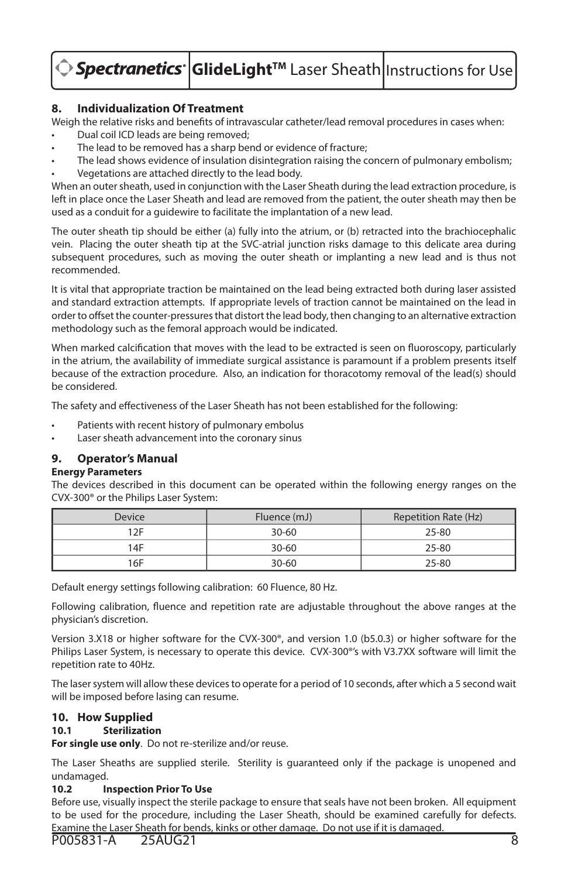## 8. Individualization Of Treatment

Weigh the relative risks and benefits of intravascular catheter/lead removal procedures in cases when:

- Dual coil ICD leads are being removed;
- The lead to be removed has a sharp bend or evidence of fracture;
- The lead shows evidence of insulation disintegration raising the concern of pulmonary embolism;
- Vegetations are attached directly to the lead body.

When an outer sheath, used in conjunction with the Laser Sheath during the lead extraction procedure, is left in place once the Laser Sheath and lead are removed from the patient, the outer sheath may then be used as a conduit for a guidewire to facilitate the implantation of a new lead.

The outer sheath tip should be either (a) fully into the atrium, or (b) retracted into the brachiocephalic vein. Placing the outer sheath tip at the SVC-atrial junction risks damage to this delicate area during subsequent procedures, such as moving the outer sheath or implanting a new lead and is thus not recommended.

It is vital that appropriate traction be maintained on the lead being extracted both during laser assisted and standard extraction attempts. If appropriate levels of traction cannot be maintained on the lead in order to offset the counter-pressures that distort the lead body, then changing to an alternative extraction methodology such as the femoral approach would be indicated.

When marked calcification that moves with the lead to be extracted is seen on fluoroscopy, particularly in the atrium, the availability of immediate surgical assistance is paramount if a problem presents itself because of the extraction procedure. Also, an indication for thoracotomy removal of the lead(s) should be considered.

The safety and effectiveness of the Laser Sheath has not been established for the following:

- Patients with recent history of pulmonary embolus
- Laser sheath advancement into the coronary sinus

## 9. Operator's Manual

**Energy Parameters**

The devices described in this document can be operated within the following energy ranges on the CVX-300® or the Philips Laser System:

| Device | Fluence (mJ) | Repetition Rate (Hz) |
|---|---|---|
| 12F | 30-60 | 25-80 |
| 14F | 30-60 | 25-80 |
| 16F | 30-60 | 25-80 |

Default energy settings following calibration: 60 Fluence, 80 Hz.

Following calibration, fluence and repetition rate are adjustable throughout the above ranges at the physician's discretion.

Version 3.X18 or higher software for the CVX-300®, and version 1.0 (b5.0.3) or higher software for the Philips Laser System, is necessary to operate this device. CVX-300®'s with V3.7XX software will limit the repetition rate to 40Hz.

The laser system will allow these devices to operate for a period of 10 seconds, after which a 5 second wait will be imposed before lasing can resume.

## 10. How Supplied

### 10.1 Sterilization

**For single use only**. Do not re-sterilize and/or reuse.

The Laser Sheaths are supplied sterile. Sterility is guaranteed only if the package is unopened and undamaged.

### 10.2 Inspection Prior To Use

Before use, visually inspect the sterile package to ensure that seals have not been broken. All equipment to be used for the procedure, including the Laser Sheath, should be examined carefully for defects. Examine the Laser Sheath for bends, kinks or other damage. Do not use if it is damaged.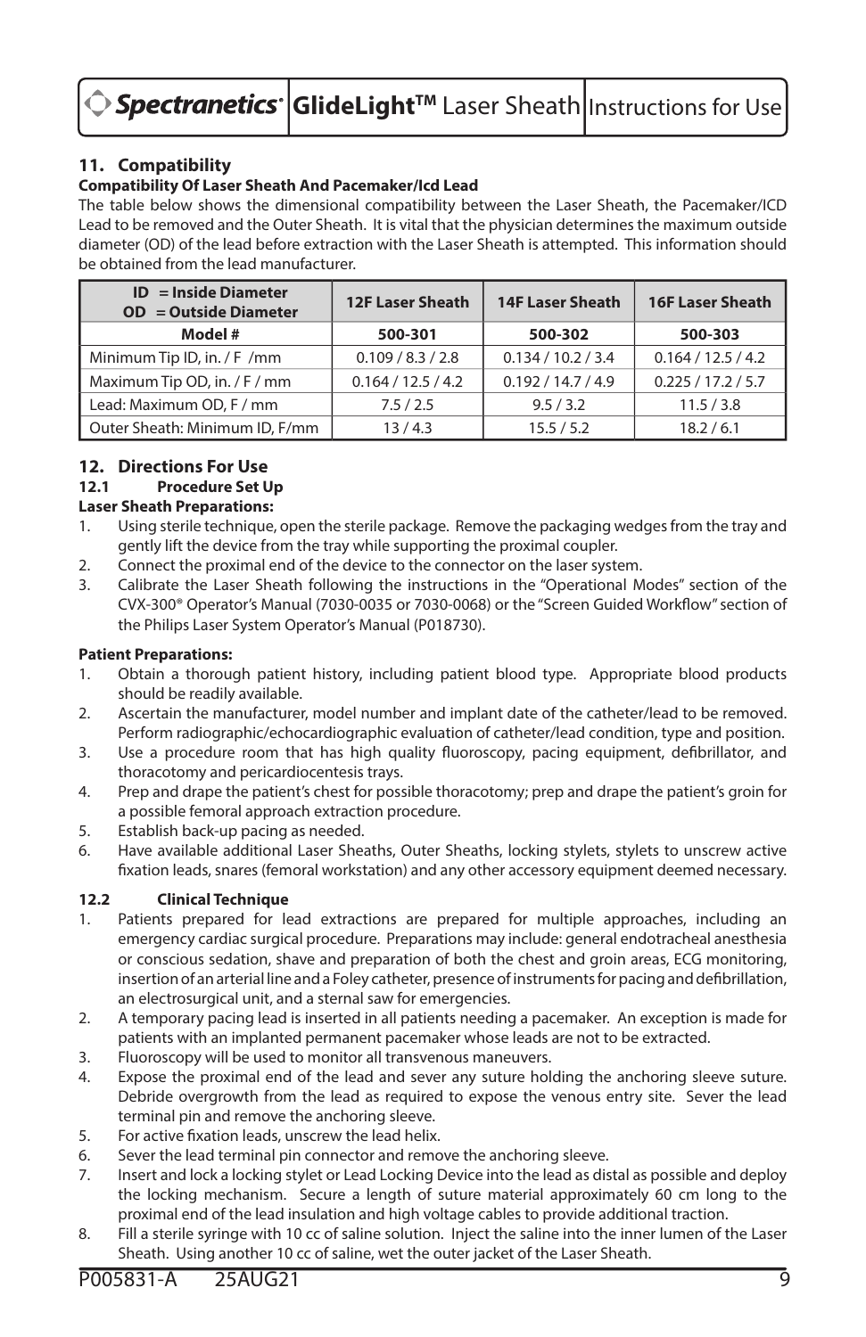## 11. Compatibility

**Compatibility Of Laser Sheath And Pacemaker/Icd Lead**

The table below shows the dimensional compatibility between the Laser Sheath, the Pacemaker/ICD Lead to be removed and the Outer Sheath. It is vital that the physician determines the maximum outside diameter (OD) of the lead before extraction with the Laser Sheath is attempted. This information should be obtained from the lead manufacturer.

| ID = Inside Diameter<br>OD = Outside Diameter | 12F Laser Sheath | 14F Laser Sheath | 16F Laser Sheath |
|---|---|---|---|
| **Model #** | **500-301** | **500-302** | **500-303** |
| Minimum Tip ID, in. / F /mm | 0.109 / 8.3 / 2.8 | 0.134 / 10.2 / 3.4 | 0.164 / 12.5 / 4.2 |
| Maximum Tip OD, in. / F / mm | 0.164 / 12.5 / 4.2 | 0.192 / 14.7 / 4.9 | 0.225 / 17.2 / 5.7 |
| Lead: Maximum OD, F / mm | 7.5 / 2.5 | 9.5 / 3.2 | 11.5 / 3.8 |
| Outer Sheath: Minimum ID, F/mm | 13 / 4.3 | 15.5 / 5.2 | 18.2 / 6.1 |

## 12. Directions For Use

### 12.1 Procedure Set Up

**Laser Sheath Preparations:**

1. Using sterile technique, open the sterile package. Remove the packaging wedges from the tray and gently lift the device from the tray while supporting the proximal coupler.
2. Connect the proximal end of the device to the connector on the laser system.
3. Calibrate the Laser Sheath following the instructions in the "Operational Modes" section of the CVX-300® Operator's Manual (7030-0035 or 7030-0068) or the "Screen Guided Workflow" section of the Philips Laser System Operator's Manual (P018730).

**Patient Preparations:**

1. Obtain a thorough patient history, including patient blood type. Appropriate blood products should be readily available.
2. Ascertain the manufacturer, model number and implant date of the catheter/lead to be removed. Perform radiographic/echocardiographic evaluation of catheter/lead condition, type and position.
3. Use a procedure room that has high quality fluoroscopy, pacing equipment, defibrillator, and thoracotomy and pericardiocentesis trays.
4. Prep and drape the patient's chest for possible thoracotomy; prep and drape the patient's groin for a possible femoral approach extraction procedure.
5. Establish back-up pacing as needed.
6. Have available additional Laser Sheaths, Outer Sheaths, locking stylets, stylets to unscrew active fixation leads, snares (femoral workstation) and any other accessory equipment deemed necessary.

### 12.2 Clinical Technique

1. Patients prepared for lead extractions are prepared for multiple approaches, including an emergency cardiac surgical procedure. Preparations may include: general endotracheal anesthesia or conscious sedation, shave and preparation of both the chest and groin areas, ECG monitoring, insertion of an arterial line and a Foley catheter, presence of instruments for pacing and defibrillation, an electrosurgical unit, and a sternal saw for emergencies.
2. A temporary pacing lead is inserted in all patients needing a pacemaker. An exception is made for patients with an implanted permanent pacemaker whose leads are not to be extracted.
3. Fluoroscopy will be used to monitor all transvenous maneuvers.
4. Expose the proximal end of the lead and sever any suture holding the anchoring sleeve suture. Debride overgrowth from the lead as required to expose the venous entry site. Sever the lead terminal pin and remove the anchoring sleeve.
5. For active fixation leads, unscrew the lead helix.
6. Sever the lead terminal pin connector and remove the anchoring sleeve.
7. Insert and lock a locking stylet or Lead Locking Device into the lead as distal as possible and deploy the locking mechanism. Secure a length of suture material approximately 60 cm long to the proximal end of the lead insulation and high voltage cables to provide additional traction.
8. Fill a sterile syringe with 10 cc of saline solution. Inject the saline into the inner lumen of the Laser Sheath. Using another 10 cc of saline, wet the outer jacket of the Laser Sheath.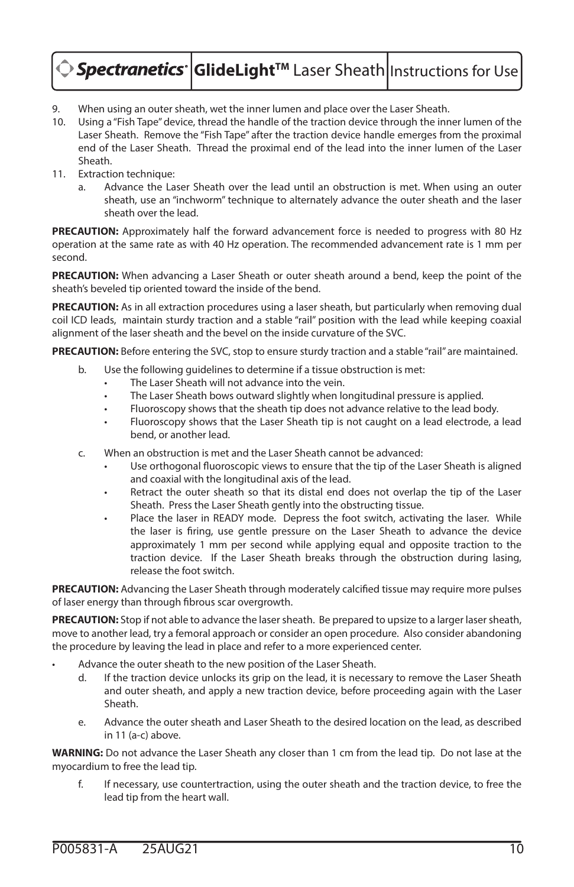9. When using an outer sheath, wet the inner lumen and place over the Laser Sheath.
10. Using a "Fish Tape" device, thread the handle of the traction device through the inner lumen of the Laser Sheath. Remove the "Fish Tape" after the traction device handle emerges from the proximal end of the Laser Sheath. Thread the proximal end of the lead into the inner lumen of the Laser Sheath.
11. Extraction technique:
    a. Advance the Laser Sheath over the lead until an obstruction is met. When using an outer sheath, use an "inchworm" technique to alternately advance the outer sheath and the laser sheath over the lead.

**PRECAUTION:** Approximately half the forward advancement force is needed to progress with 80 Hz operation at the same rate as with 40 Hz operation. The recommended advancement rate is 1 mm per second.

**PRECAUTION:** When advancing a Laser Sheath or outer sheath around a bend, keep the point of the sheath's beveled tip oriented toward the inside of the bend.

**PRECAUTION:** As in all extraction procedures using a laser sheath, but particularly when removing dual coil ICD leads, maintain sturdy traction and a stable "rail" position with the lead while keeping coaxial alignment of the laser sheath and the bevel on the inside curvature of the SVC.

**PRECAUTION:** Before entering the SVC, stop to ensure sturdy traction and a stable "rail" are maintained.

b. Use the following guidelines to determine if a tissue obstruction is met:
    - The Laser Sheath will not advance into the vein.
    - The Laser Sheath bows outward slightly when longitudinal pressure is applied.
    - Fluoroscopy shows that the sheath tip does not advance relative to the lead body.
    - Fluoroscopy shows that the Laser Sheath tip is not caught on a lead electrode, a lead bend, or another lead.

c. When an obstruction is met and the Laser Sheath cannot be advanced:
    - Use orthogonal fluoroscopic views to ensure that the tip of the Laser Sheath is aligned and coaxial with the longitudinal axis of the lead.
    - Retract the outer sheath so that its distal end does not overlap the tip of the Laser Sheath. Press the Laser Sheath gently into the obstructing tissue.
    - Place the laser in READY mode. Depress the foot switch, activating the laser. While the laser is firing, use gentle pressure on the Laser Sheath to advance the device approximately 1 mm per second while applying equal and opposite traction to the traction device. If the Laser Sheath breaks through the obstruction during lasing, release the foot switch.

**PRECAUTION:** Advancing the Laser Sheath through moderately calcified tissue may require more pulses of laser energy than through fibrous scar overgrowth.

**PRECAUTION:** Stop if not able to advance the laser sheath. Be prepared to upsize to a larger laser sheath, move to another lead, try a femoral approach or consider an open procedure. Also consider abandoning the procedure by leaving the lead in place and refer to a more experienced center.

- Advance the outer sheath to the new position of the Laser Sheath.

d. If the traction device unlocks its grip on the lead, it is necessary to remove the Laser Sheath and outer sheath, and apply a new traction device, before proceeding again with the Laser Sheath.

e. Advance the outer sheath and Laser Sheath to the desired location on the lead, as described in 11 (a-c) above.

**WARNING:** Do not advance the Laser Sheath any closer than 1 cm from the lead tip. Do not lase at the myocardium to free the lead tip.

f. If necessary, use countertraction, using the outer sheath and the traction device, to free the lead tip from the heart wall.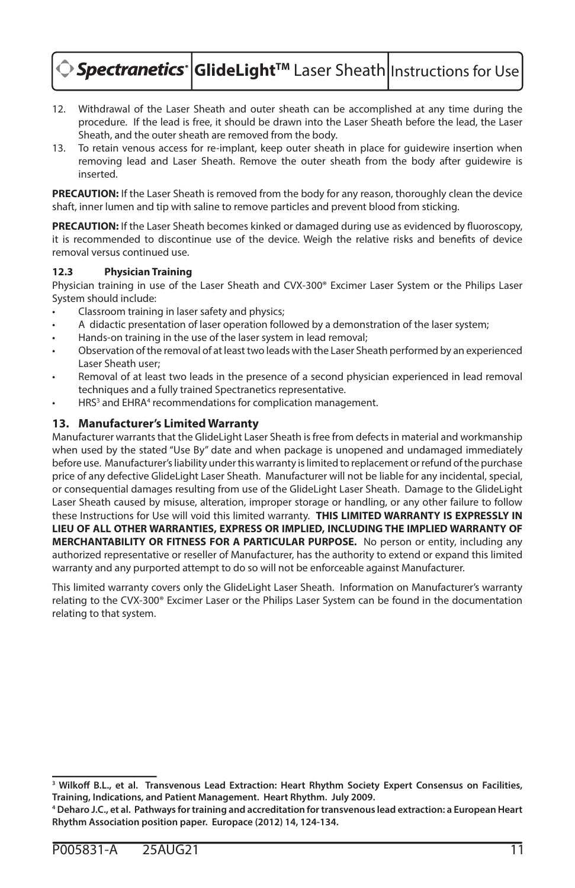12. Withdrawal of the Laser Sheath and outer sheath can be accomplished at any time during the procedure. If the lead is free, it should be drawn into the Laser Sheath before the lead, the Laser Sheath, and the outer sheath are removed from the body.
13. To retain venous access for re-implant, keep outer sheath in place for guidewire insertion when removing lead and Laser Sheath. Remove the outer sheath from the body after guidewire is inserted.

**PRECAUTION:** If the Laser Sheath is removed from the body for any reason, thoroughly clean the device shaft, inner lumen and tip with saline to remove particles and prevent blood from sticking.

**PRECAUTION:** If the Laser Sheath becomes kinked or damaged during use as evidenced by fluoroscopy, it is recommended to discontinue use of the device. Weigh the relative risks and benefits of device removal versus continued use.

#### 12.3 Physician Training

Physician training in use of the Laser Sheath and CVX-300® Excimer Laser System or the Philips Laser System should include:

- Classroom training in laser safety and physics;
- A didactic presentation of laser operation followed by a demonstration of the laser system;
- Hands-on training in the use of the laser system in lead removal;
- Observation of the removal of at least two leads with the Laser Sheath performed by an experienced Laser Sheath user;
- Removal of at least two leads in the presence of a second physician experienced in lead removal techniques and a fully trained Spectranetics representative.
- HRS[3] and EHRA[4] recommendations for complication management.

## 13. Manufacturer's Limited Warranty

Manufacturer warrants that the GlideLight Laser Sheath is free from defects in material and workmanship when used by the stated "Use By" date and when package is unopened and undamaged immediately before use. Manufacturer's liability under this warranty is limited to replacement or refund of the purchase price of any defective GlideLight Laser Sheath. Manufacturer will not be liable for any incidental, special, or consequential damages resulting from use of the GlideLight Laser Sheath. Damage to the GlideLight Laser Sheath caused by misuse, alteration, improper storage or handling, or any other failure to follow these Instructions for Use will void this limited warranty. **THIS LIMITED WARRANTY IS EXPRESSLY IN LIEU OF ALL OTHER WARRANTIES, EXPRESS OR IMPLIED, INCLUDING THE IMPLIED WARRANTY OF MERCHANTABILITY OR FITNESS FOR A PARTICULAR PURPOSE.** No person or entity, including any authorized representative or reseller of Manufacturer, has the authority to extend or expand this limited warranty and any purported attempt to do so will not be enforceable against Manufacturer.

This limited warranty covers only the GlideLight Laser Sheath. Information on Manufacturer's warranty relating to the CVX-300® Excimer Laser or the Philips Laser System can be found in the documentation relating to that system.

---

**[3] Wilkoff B.L., et al. Transvenous Lead Extraction: Heart Rhythm Society Expert Consensus on Facilities, Training, Indications, and Patient Management. Heart Rhythm. July 2009.**

**[4] Deharo J.C., et al. Pathways for training and accreditation for transvenous lead extraction: a European Heart Rhythm Association position paper. Europace (2012) 14, 124-134.**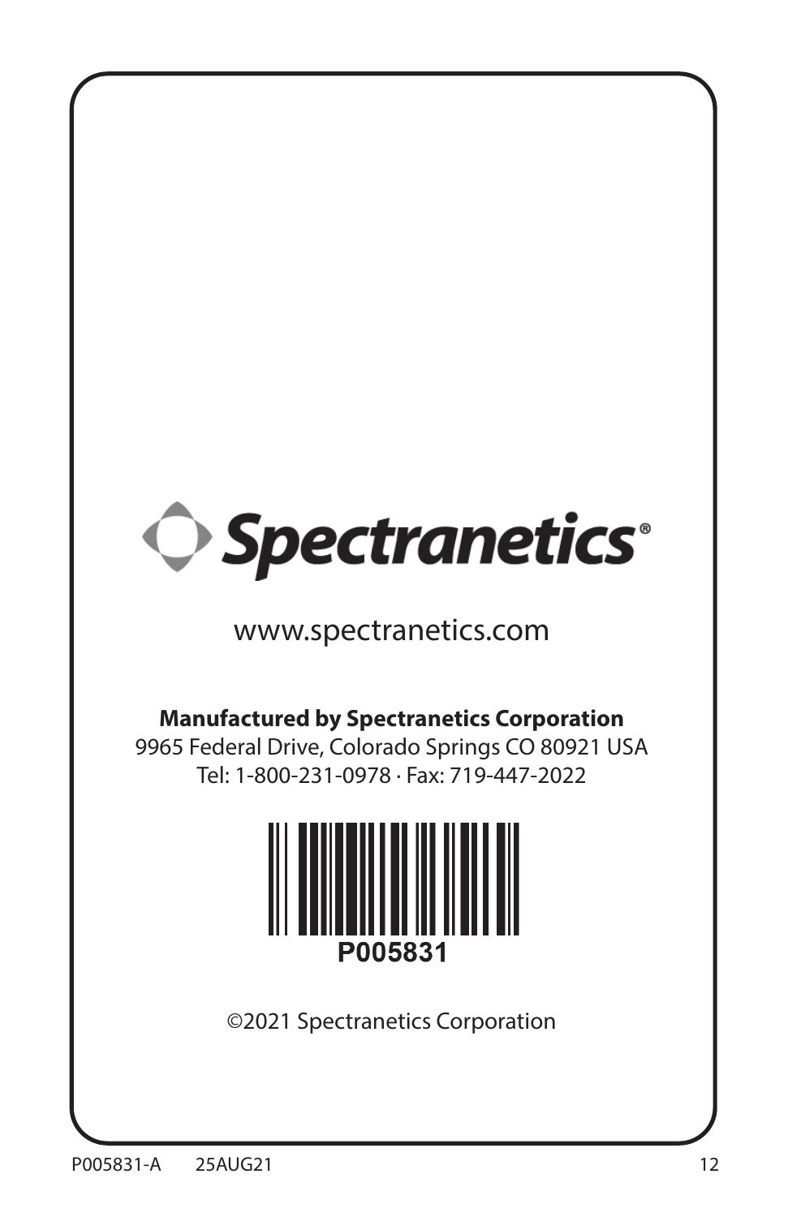Spectranetics®

www.spectranetics.com

**Manufactured by Spectranetics Corporation**
9965 Federal Drive, Colorado Springs CO 80921 USA
Tel: 1-800-231-0978 · Fax: 719-447-2022

P005831

©2021 Spectranetics Corporation

P005831-A 25AUG21